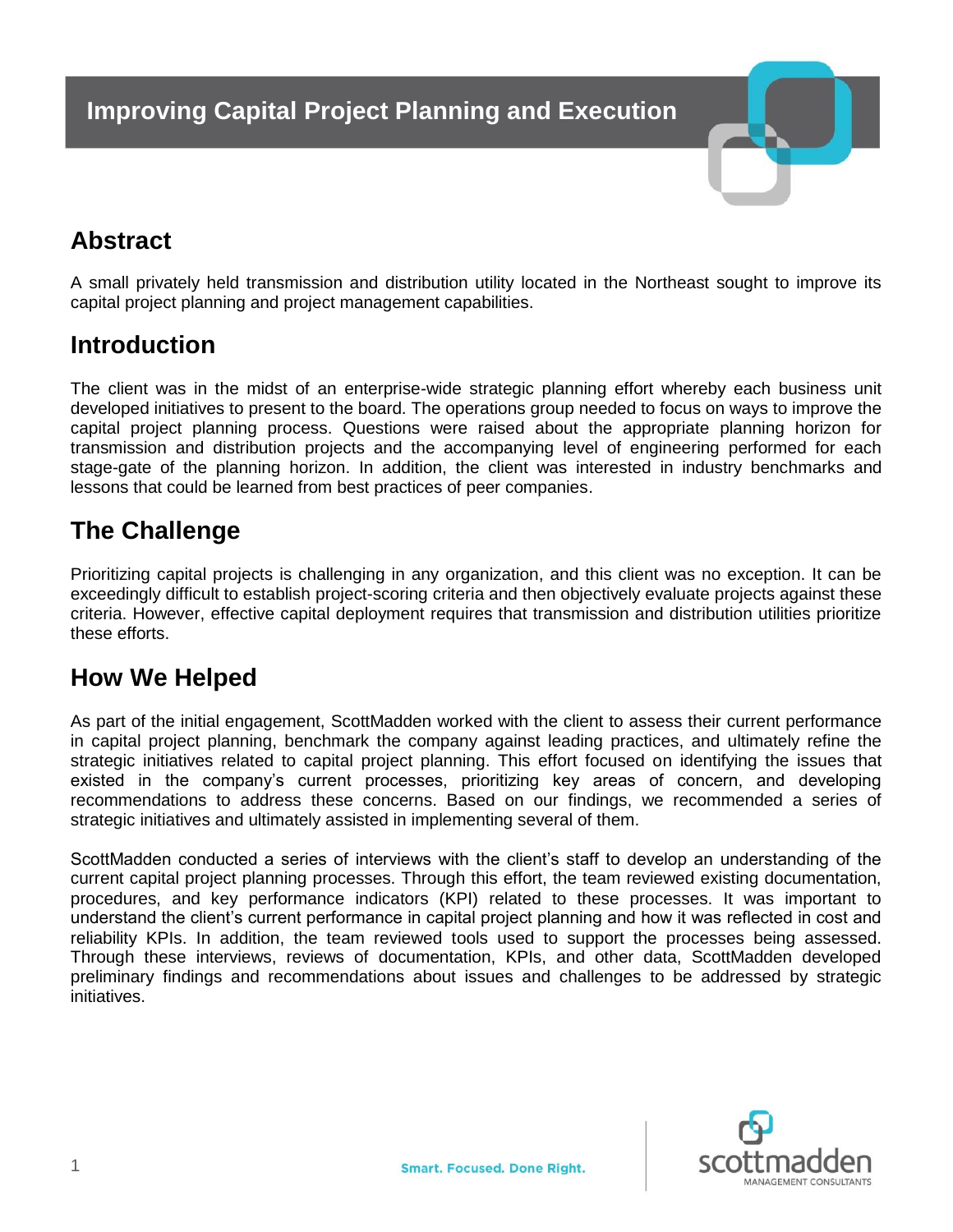# Improving Capital Project Planning and Execution

## Abstract

A small privately held transmission and distribution utility located in the Northeast sought to improve its capital project planning and project management capabilities.

## Introduction

The client was in the midst of an enterprise-wide strategic planning effort whereby each business unit developed initiatives to present to the board. The operations group needed to focus on ways to improve the capital project planning process. Questions were raised about the appropriate planning horizon for transmission and distribution projects and the accompanying level of engineering performed for each stage-gate of the planning horizon. In addition, the client was interested in industry benchmarks and lessons that could be learned from best practices of peer companies.

## The Challenge

Prioritizing capital projects is challenging in any organization, and this client was no exception. It can be exceedingly difficult to establish project-scoring criteria and then objectively evaluate projects against these criteria. However, effective capital deployment requires that transmission and distribution utilities prioritize these efforts.

## How We Helped

As part of the initial engagement, ScottMadden worked with the client to assess their current performance in capital project planning, benchmark the company against leading practices, and ultimately refine the strategic initiatives related to capital project planning. This effort focused on identifying the issues that existed in the company's current processes, prioritizing key areas of concern, and developing recommendations to address these concerns. Based on our findings, we recommended a series of strategic initiatives and ultimately assisted in implementing several of them.

ScottMadden conducted a series of interviews with the client's staff to develop an understanding of the current capital project planning processes. Through this effort, the team reviewed existing documentation, procedures, and key performance indicators (KPI) related to these processes. It was important to understand the client's current performance in capital project planning and how it was reflected in cost and reliability KPIs. In addition, the team reviewed tools used to support the processes being assessed. Through these interviews, reviews of documentation, KPIs, and other data, ScottMadden developed preliminary findings and recommendations about issues and challenges to be addressed by strategic initiatives.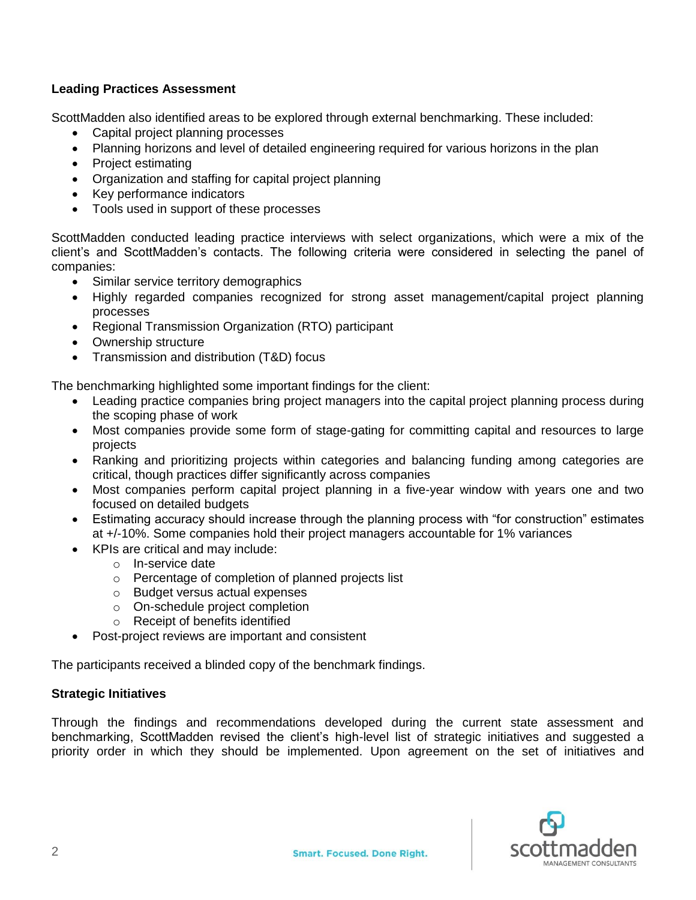**Leading Practices Assessment**

ScottMadden also identified areas to be explored through external benchmarking. These included:

- Capital project planning processes
- Planning horizons and level of detailed engineering required for various horizons in the plan
- Project estimating
- Organization and staffing for capital project planning
- Key performance indicators
- Tools used in support of these processes

ScottMadden conducted leading practice interviews with select organizations, which were a mix of the client's and ScottMadden's contacts. The following criteria were considered in selecting the panel of companies:

- Similar service territory demographics
- Highly regarded companies recognized for strong asset management/capital project planning processes
- Regional Transmission Organization (RTO) participant
- Ownership structure
- Transmission and distribution (T&D) focus

The benchmarking highlighted some important findings for the client:

- Leading practice companies bring project managers into the capital project planning process during the scoping phase of work
- Most companies provide some form of stage-gating for committing capital and resources to large projects
- Ranking and prioritizing projects within categories and balancing funding among categories are critical, though practices differ significantly across companies
- Most companies perform capital project planning in a five-year window with years one and two focused on detailed budgets
- Estimating accuracy should increase through the planning process with "for construction" estimates at +/-10%. Some companies hold their project managers accountable for 1% variances
- KPIs are critical and may include:
    - In-service date
    - Percentage of completion of planned projects list
    - Budget versus actual expenses
    - On-schedule project completion
    - Receipt of benefits identified
- Post-project reviews are important and consistent

The participants received a blinded copy of the benchmark findings.

**Strategic Initiatives**

Through the findings and recommendations developed during the current state assessment and benchmarking, ScottMadden revised the client's high-level list of strategic initiatives and suggested a priority order in which they should be implemented. Upon agreement on the set of initiatives and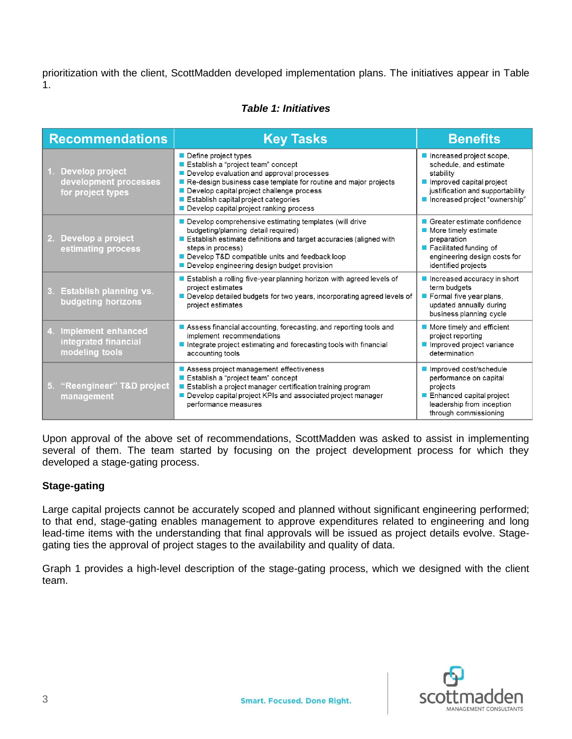prioritization with the client, ScottMadden developed implementation plans. The initiatives appear in Table 1.

***Table 1: Initiatives***

| Recommendations | Key Tasks | Benefits |
|---|---|---|
| 1. Develop project development processes for project types | ■ Define project types<br>■ Establish a "project team" concept<br>■ Develop evaluation and approval processes<br>■ Re-design business case template for routine and major projects<br>■ Develop capital project challenge process<br>■ Establish capital project categories<br>■ Develop capital project ranking process | ■ Increased project scope, schedule, and estimate stability<br>■ Improved capital project justification and supportability<br>■ Increased project "ownership" |
| 2. Develop a project estimating process | ■ Develop comprehensive estimating templates (will drive budgeting/planning detail required)<br>■ Establish estimate definitions and target accuracies (aligned with steps in process)<br>■ Develop T&D compatible units and feedback loop<br>■ Develop engineering design budget provision | ■ Greater estimate confidence<br>■ More timely estimate preparation<br>■ Facilitated funding of engineering design costs for identified projects |
| 3. Establish planning vs. budgeting horizons | ■ Establish a rolling five-year planning horizon with agreed levels of project estimates<br>■ Develop detailed budgets for two years, incorporating agreed levels of project estimates | ■ Increased accuracy in short term budgets<br>■ Formal five year plans, updated annually during business planning cycle |
| 4. Implement enhanced integrated financial modeling tools | ■ Assess financial accounting, forecasting, and reporting tools and implement recommendations<br>■ Integrate project estimating and forecasting tools with financial accounting tools | ■ More timely and efficient project reporting<br>■ Improved project variance determination |
| 5. "Reengineer" T&D project management | ■ Assess project management effectiveness<br>■ Establish a "project team" concept<br>■ Establish a project manager certification training program<br>■ Develop capital project KPIs and associated project manager performance measures | ■ Improved cost/schedule performance on capital projects<br>■ Enhanced capital project leadership from inception through commissioning |

Upon approval of the above set of recommendations, ScottMadden was asked to assist in implementing several of them. The team started by focusing on the project development process for which they developed a stage-gating process.

**Stage-gating**

Large capital projects cannot be accurately scoped and planned without significant engineering performed; to that end, stage-gating enables management to approve expenditures related to engineering and long lead-time items with the understanding that final approvals will be issued as project details evolve. Stage-gating ties the approval of project stages to the availability and quality of data.

Graph 1 provides a high-level description of the stage-gating process, which we designed with the client team.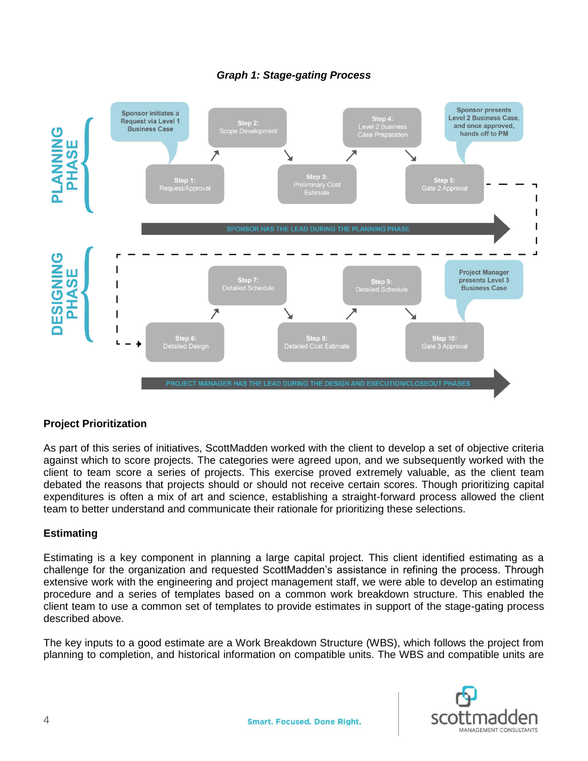***Graph 1: Stage-gating Process***

**PLANNING PHASE**

- **Sponsor initiates a Request via Level 1 Business Case**
- Step 1: Request/Approval
- Step 2: Scope Development
- Step 3: Preliminary Cost Estimate
- Step 4: Level 2 Business Case Preparation
- Step 5: Gate 2 Approval
- **Sponsor presents Level 2 Business Case, and once approved, hands off to PM**

SPONSOR HAS THE LEAD DURING THE PLANNING PHASE

**DESIGNING PHASE**

- Step 6: Detailed Design
- Step 7: Detailed Schedule
- Step 8: Detailed Cost Estimate
- Step 9: Detailed Design
- Step 10: Gate 3 Approval
- **Project Manager presents Level 3 Business Case**

PROJECT MANAGER HAS THE LEAD DURING THE DESIGN AND EXECUTION/CLOSEOUT PHASES

### Project Prioritization

As part of this series of initiatives, ScottMadden worked with the client to develop a set of objective criteria against which to score projects. The categories were agreed upon, and we subsequently worked with the client to team score a series of projects. This exercise proved extremely valuable, as the client team debated the reasons that projects should or should not receive certain scores. Though prioritizing capital expenditures is often a mix of art and science, establishing a straight-forward process allowed the client team to better understand and communicate their rationale for prioritizing these selections.

### Estimating

Estimating is a key component in planning a large capital project. This client identified estimating as a challenge for the organization and requested ScottMadden's assistance in refining the process. Through extensive work with the engineering and project management staff, we were able to develop an estimating procedure and a series of templates based on a common work breakdown structure. This enabled the client team to use a common set of templates to provide estimates in support of the stage-gating process described above.

The key inputs to a good estimate are a Work Breakdown Structure (WBS), which follows the project from planning to completion, and historical information on compatible units. The WBS and compatible units are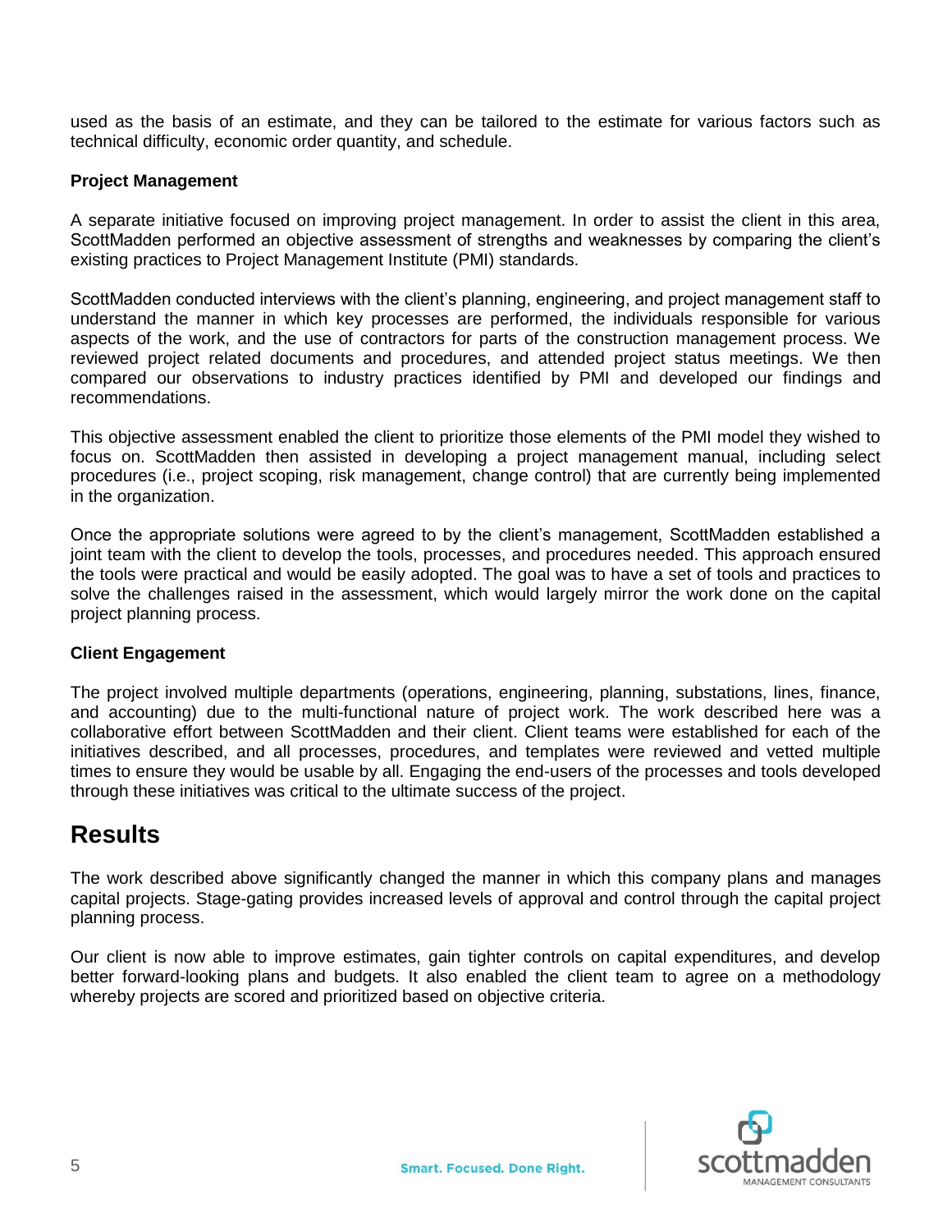used as the basis of an estimate, and they can be tailored to the estimate for various factors such as technical difficulty, economic order quantity, and schedule.

**Project Management**

A separate initiative focused on improving project management. In order to assist the client in this area, ScottMadden performed an objective assessment of strengths and weaknesses by comparing the client's existing practices to Project Management Institute (PMI) standards.

ScottMadden conducted interviews with the client's planning, engineering, and project management staff to understand the manner in which key processes are performed, the individuals responsible for various aspects of the work, and the use of contractors for parts of the construction management process. We reviewed project related documents and procedures, and attended project status meetings. We then compared our observations to industry practices identified by PMI and developed our findings and recommendations.

This objective assessment enabled the client to prioritize those elements of the PMI model they wished to focus on. ScottMadden then assisted in developing a project management manual, including select procedures (i.e., project scoping, risk management, change control) that are currently being implemented in the organization.

Once the appropriate solutions were agreed to by the client's management, ScottMadden established a joint team with the client to develop the tools, processes, and procedures needed. This approach ensured the tools were practical and would be easily adopted. The goal was to have a set of tools and practices to solve the challenges raised in the assessment, which would largely mirror the work done on the capital project planning process.

**Client Engagement**

The project involved multiple departments (operations, engineering, planning, substations, lines, finance, and accounting) due to the multi-functional nature of project work. The work described here was a collaborative effort between ScottMadden and their client. Client teams were established for each of the initiatives described, and all processes, procedures, and templates were reviewed and vetted multiple times to ensure they would be usable by all. Engaging the end-users of the processes and tools developed through these initiatives was critical to the ultimate success of the project.

## Results

The work described above significantly changed the manner in which this company plans and manages capital projects. Stage-gating provides increased levels of approval and control through the capital project planning process.

Our client is now able to improve estimates, gain tighter controls on capital expenditures, and develop better forward-looking plans and budgets. It also enabled the client team to agree on a methodology whereby projects are scored and prioritized based on objective criteria.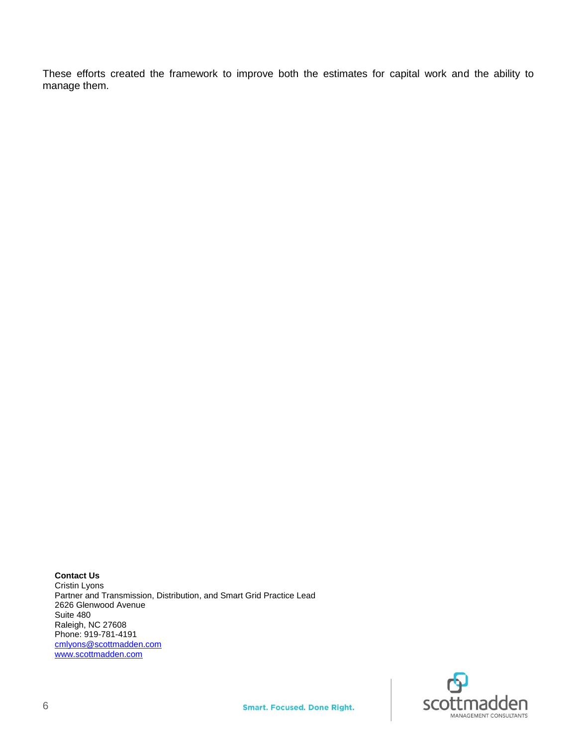These efforts created the framework to improve both the estimates for capital work and the ability to manage them.

**Contact Us**
Cristin Lyons
Partner and Transmission, Distribution, and Smart Grid Practice Lead
2626 Glenwood Avenue
Suite 480
Raleigh, NC 27608
Phone: 919-781-4191
cmlyons@scottmadden.com
www.scottmadden.com